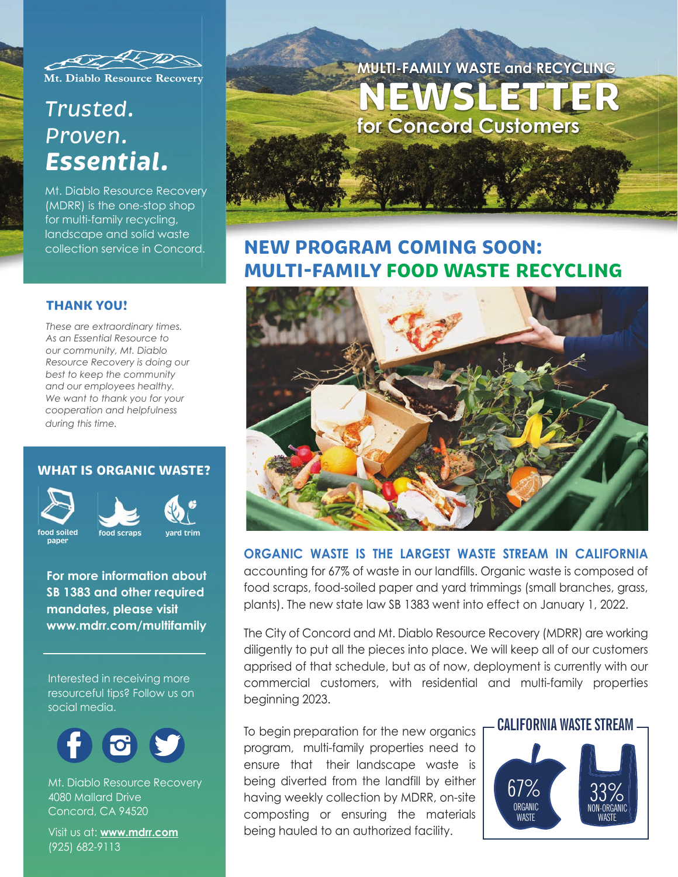Mt. Diablo Resource Recovery

# Trusted. Proven. *Essential.*

Mt. Diablo Resource Recovery (MDRR) is the one-stop shop for multi-family recycling, landscape and solid waste collection service in Concord.

## THANK YOU!

*These are extraordinary times. As an Essential Resource to our community, Mt. Diablo Resource Recovery is doing our best to keep the community and our employees healthy. We want to thank you for your cooperation and helpfulness during this time.*

## WHAT IS ORGANIC WASTE?

- food soiled paper
- food scraps
- yard trim

**For more information about SB 1383 and other required mandates, please visit www.mdrr.com/multifamily**

Interested in receiving more resourceful tips? Follow us on social media.

Mt. Diablo Resource Recovery
4080 Mallard Drive
Concord, CA 94520

Visit us at: **www.mdrr.com**
(925) 682-9113

# MULTI-FAMILY WASTE and RECYCLING NEWSLETTER for Concord Customers

## NEW PROGRAM COMING SOON: MULTI-FAMILY FOOD WASTE RECYCLING

**ORGANIC WASTE IS THE LARGEST WASTE STREAM IN CALIFORNIA** accounting for 67% of waste in our landfills. Organic waste is composed of food scraps, food-soiled paper and yard trimmings (small branches, grass, plants). The new state law SB 1383 went into effect on January 1, 2022.

The City of Concord and Mt. Diablo Resource Recovery (MDRR) are working diligently to put all the pieces into place. We will keep all of our customers apprised of that schedule, but as of now, deployment is currently with our commercial customers, with residential and multi-family properties beginning 2023.

To begin preparation for the new organics program, multi-family properties need to ensure that their landscape waste is being diverted from the landfill by either having weekly collection by MDRR, on-site composting or ensuring the materials being hauled to an authorized facility.

### CALIFORNIA WASTE STREAM

- 67% ORGANIC WASTE
- 33% NON-ORGANIC WASTE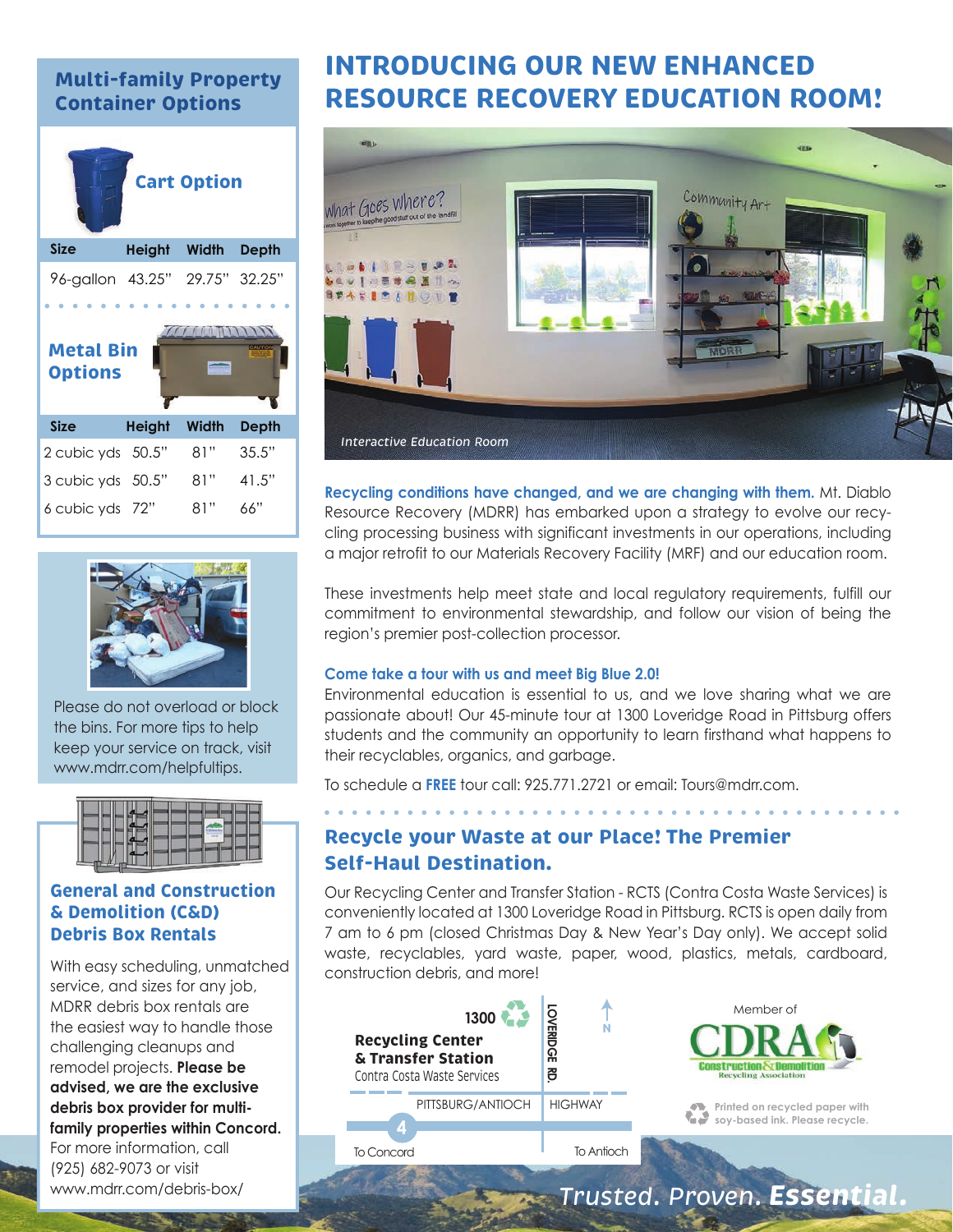## Multi-family Property Container Options

### Cart Option

| Size | Height | Width | Depth |
|---|---|---|---|
| 96-gallon | 43.25" | 29.75" | 32.25" |

### Metal Bin Options

| Size | Height | Width | Depth |
|---|---|---|---|
| 2 cubic yds | 50.5" | 81" | 35.5" |
| 3 cubic yds | 50.5" | 81" | 41.5" |
| 6 cubic yds | 72" | 81" | 66" |

Please do not overload or block the bins. For more tips to help keep your service on track, visit www.mdrr.com/helpfultips.

### General and Construction & Demolition (C&D) Debris Box Rentals

With easy scheduling, unmatched service, and sizes for any job, MDRR debris box rentals are the easiest way to handle those challenging cleanups and remodel projects. **Please be advised, we are the exclusive debris box provider for multi-family properties within Concord.** For more information, call (925) 682-9073 or visit www.mdrr.com/debris-box/

# INTRODUCING OUR NEW ENHANCED RESOURCE RECOVERY EDUCATION ROOM!

*Interactive Education Room*

**Recycling conditions have changed, and we are changing with them.** Mt. Diablo Resource Recovery (MDRR) has embarked upon a strategy to evolve our recycling processing business with significant investments in our operations, including a major retrofit to our Materials Recovery Facility (MRF) and our education room.

These investments help meet state and local regulatory requirements, fulfill our commitment to environmental stewardship, and follow our vision of being the region's premier post-collection processor.

**Come take a tour with us and meet Big Blue 2.0!**

Environmental education is essential to us, and we love sharing what we are passionate about! Our 45-minute tour at 1300 Loveridge Road in Pittsburg offers students and the community an opportunity to learn firsthand what happens to their recyclables, organics, and garbage.

To schedule a **FREE** tour call: 925.771.2721 or email: Tours@mdrr.com.

## Recycle your Waste at our Place! The Premier Self-Haul Destination.

Our Recycling Center and Transfer Station - RCTS (Contra Costa Waste Services) is conveniently located at 1300 Loveridge Road in Pittsburg. RCTS is open daily from 7 am to 6 pm (closed Christmas Day & New Year's Day only). We accept solid waste, recyclables, yard waste, paper, wood, plastics, metals, cardboard, construction debris, and more!

1300
**Recycling Center & Transfer Station**
Contra Costa Waste Services
LOVERIDGE RD.
N
PITTSBURG/ANTIOCH HIGHWAY
4
To Concord
To Antioch

Member of CDRA Construction & Demolition Recycling Association

Printed on recycled paper with soy-based ink. Please recycle.

*Trusted. Proven.* ***Essential.***